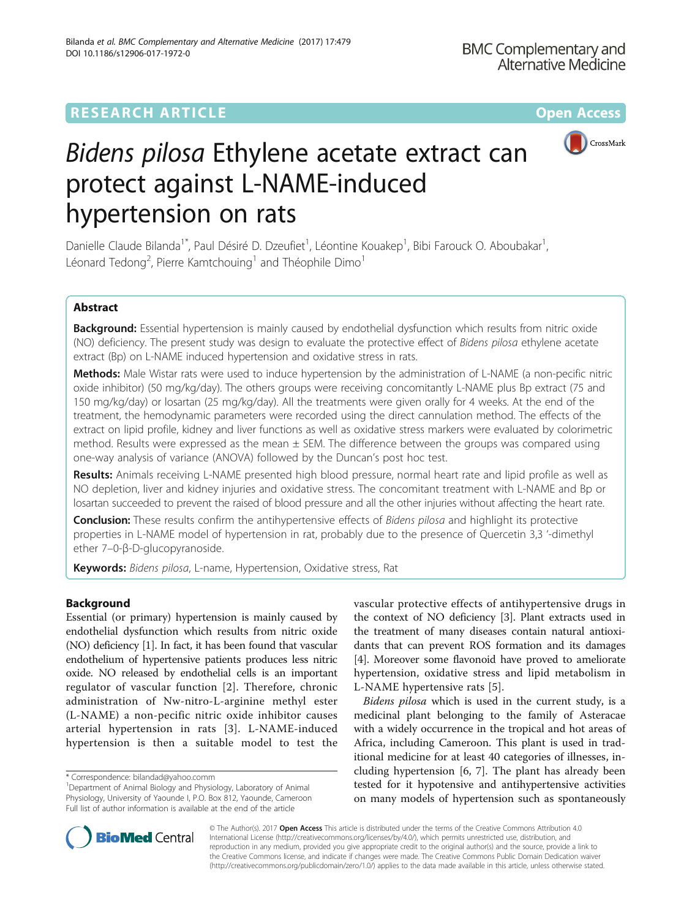RESEARCH ARTICLE

Open Access

# *Bidens pilosa* Ethylene acetate extract can protect against L-NAME-induced hypertension on rats

Danielle Claude Bilanda[1*], Paul Désiré D. Dzeufiet[1], Léontine Kouakep[1], Bibi Farouck O. Aboubakar[1], Léonard Tedong[2], Pierre Kamtchouing[1] and Théophile Dimo[1]

## Abstract

**Background:** Essential hypertension is mainly caused by endothelial dysfunction which results from nitric oxide (NO) deficiency. The present study was design to evaluate the protective effect of *Bidens pilosa* ethylene acetate extract (Bp) on L-NAME induced hypertension and oxidative stress in rats.

**Methods:** Male Wistar rats were used to induce hypertension by the administration of L-NAME (a non-pecific nitric oxide inhibitor) (50 mg/kg/day). The others groups were receiving concomitantly L-NAME plus Bp extract (75 and 150 mg/kg/day) or losartan (25 mg/kg/day). All the treatments were given orally for 4 weeks. At the end of the treatment, the hemodynamic parameters were recorded using the direct cannulation method. The effects of the extract on lipid profile, kidney and liver functions as well as oxidative stress markers were evaluated by colorimetric method. Results were expressed as the mean ± SEM. The difference between the groups was compared using one-way analysis of variance (ANOVA) followed by the Duncan's post hoc test.

**Results:** Animals receiving L-NAME presented high blood pressure, normal heart rate and lipid profile as well as NO depletion, liver and kidney injuries and oxidative stress. The concomitant treatment with L-NAME and Bp or losartan succeeded to prevent the raised of blood pressure and all the other injuries without affecting the heart rate.

**Conclusion:** These results confirm the antihypertensive effects of *Bidens pilosa* and highlight its protective properties in L-NAME model of hypertension in rat, probably due to the presence of Quercetin 3,3 '-dimethyl ether 7–0-β-D-glucopyranoside.

**Keywords:** *Bidens pilosa*, L-name, Hypertension, Oxidative stress, Rat

## Background

Essential (or primary) hypertension is mainly caused by endothelial dysfunction which results from nitric oxide (NO) deficiency [1]. In fact, it has been found that vascular endothelium of hypertensive patients produces less nitric oxide. NO released by endothelial cells is an important regulator of vascular function [2]. Therefore, chronic administration of Nw-nitro-L-arginine methyl ester (L-NAME) a non-pecific nitric oxide inhibitor causes arterial hypertension in rats [3]. L-NAME-induced hypertension is then a suitable model to test the vascular protective effects of antihypertensive drugs in the context of NO deficiency [3]. Plant extracts used in the treatment of many diseases contain natural antioxidants that can prevent ROS formation and its damages [4]. Moreover some flavonoid have proved to ameliorate hypertension, oxidative stress and lipid metabolism in L-NAME hypertensive rats [5].

*Bidens pilosa* which is used in the current study, is a medicinal plant belonging to the family of Asteracae with a widely occurrence in the tropical and hot areas of Africa, including Cameroon. This plant is used in traditional medicine for at least 40 categories of illnesses, including hypertension [6, 7]. The plant has already been tested for it hypotensive and antihypertensive activities on many models of hypertension such as spontaneously

\* Correspondence: bilandad@yahoo.comm
[1]Department of Animal Biology and Physiology, Laboratory of Animal Physiology, University of Yaounde I, P.O. Box 812, Yaounde, Cameroon
Full list of author information is available at the end of the article

© The Author(s). 2017 **Open Access** This article is distributed under the terms of the Creative Commons Attribution 4.0 International License (http://creativecommons.org/licenses/by/4.0/), which permits unrestricted use, distribution, and reproduction in any medium, provided you give appropriate credit to the original author(s) and the source, provide a link to the Creative Commons license, and indicate if changes were made. The Creative Commons Public Domain Dedication waiver (http://creativecommons.org/publicdomain/zero/1.0/) applies to the data made available in this article, unless otherwise stated.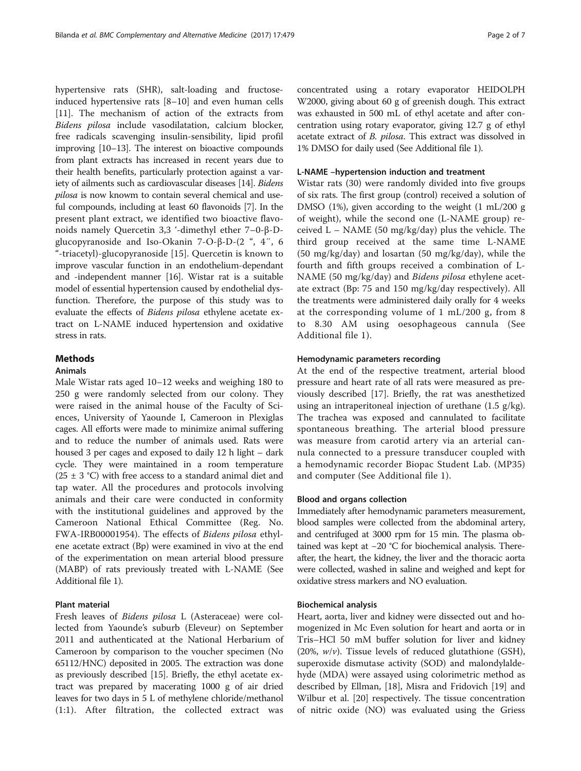hypertensive rats (SHR), salt-loading and fructose-induced hypertensive rats [8–10] and even human cells [11]. The mechanism of action of the extracts from *Bidens pilosa* include vasodilatation, calcium blocker, free radicals scavenging insulin-sensibility, lipid profil improving [10–13]. The interest on bioactive compounds from plant extracts has increased in recent years due to their health benefits, particularly protection against a variety of ailments such as cardiovascular diseases [14]. *Bidens pilosa* is now knowm to contain several chemical and useful compounds, including at least 60 flavonoids [7]. In the present plant extract, we identified two bioactive flavonoids namely Quercetin 3,3 '-dimethyl ether 7–0-β-D-glucopyranoside and Iso-Okanin 7-O-β-D-(2 ", 4′′, 6 "-triacetyl)-glucopyranoside [15]. Quercetin is known to improve vascular function in an endothelium-dependant and -independent manner [16]. Wistar rat is a suitable model of essential hypertension caused by endothelial dysfunction. Therefore, the purpose of this study was to evaluate the effects of *Bidens pilosa* ethylene acetate extract on L-NAME induced hypertension and oxidative stress in rats.

## Methods

### Animals

Male Wistar rats aged 10–12 weeks and weighing 180 to 250 g were randomly selected from our colony. They were raised in the animal house of the Faculty of Sciences, University of Yaounde I, Cameroon in Plexiglas cages. All efforts were made to minimize animal suffering and to reduce the number of animals used. Rats were housed 3 per cages and exposed to daily 12 h light – dark cycle. They were maintained in a room temperature (25 ± 3 °C) with free access to a standard animal diet and tap water. All the procedures and protocols involving animals and their care were conducted in conformity with the institutional guidelines and approved by the Cameroon National Ethical Committee (Reg. No. FWA-IRB00001954). The effects of *Bidens pilosa* ethylene acetate extract (Bp) were examined in vivo at the end of the experimentation on mean arterial blood pressure (MABP) of rats previously treated with L-NAME (See Additional file 1).

### Plant material

Fresh leaves of *Bidens pilosa* L (Asteraceae) were collected from Yaounde's suburb (Eleveur) on September 2011 and authenticated at the National Herbarium of Cameroon by comparison to the voucher specimen (No 65112/HNC) deposited in 2005. The extraction was done as previously described [15]. Briefly, the ethyl acetate extract was prepared by macerating 1000 g of air dried leaves for two days in 5 L of methylene chloride/methanol (1:1). After filtration, the collected extract was concentrated using a rotary evaporator HEIDOLPH W2000, giving about 60 g of greenish dough. This extract was exhausted in 500 mL of ethyl acetate and after concentration using rotary evaporator, giving 12.7 g of ethyl acetate extract of *B. pilosa*. This extract was dissolved in 1% DMSO for daily used (See Additional file 1).

### L-NAME –hypertension induction and treatment

Wistar rats (30) were randomly divided into five groups of six rats. The first group (control) received a solution of DMSO (1%), given according to the weight (1 mL/200 g of weight), while the second one (L-NAME group) received L – NAME (50 mg/kg/day) plus the vehicle. The third group received at the same time L-NAME (50 mg/kg/day) and losartan (50 mg/kg/day), while the fourth and fifth groups received a combination of L-NAME (50 mg/kg/day) and *Bidens pilosa* ethylene acetate extract (Bp: 75 and 150 mg/kg/day respectively). All the treatments were administered daily orally for 4 weeks at the corresponding volume of 1 mL/200 g, from 8 to 8.30 AM using oesophageous cannula (See Additional file 1).

### Hemodynamic parameters recording

At the end of the respective treatment, arterial blood pressure and heart rate of all rats were measured as previously described [17]. Briefly, the rat was anesthetized using an intraperitoneal injection of urethane (1.5 g/kg). The trachea was exposed and cannulated to facilitate spontaneous breathing. The arterial blood pressure was measure from carotid artery via an arterial cannula connected to a pressure transducer coupled with a hemodynamic recorder Biopac Student Lab. (MP35) and computer (See Additional file 1).

### Blood and organs collection

Immediately after hemodynamic parameters measurement, blood samples were collected from the abdominal artery, and centrifuged at 3000 rpm for 15 min. The plasma obtained was kept at −20 °C for biochemical analysis. Thereafter, the heart, the kidney, the liver and the thoracic aorta were collected, washed in saline and weighed and kept for oxidative stress markers and NO evaluation.

### Biochemical analysis

Heart, aorta, liver and kidney were dissected out and homogenized in Mc Even solution for heart and aorta or in Tris–HCl 50 mM buffer solution for liver and kidney (20%, *w*/*v*). Tissue levels of reduced glutathione (GSH), superoxide dismutase activity (SOD) and malondylaldehyde (MDA) were assayed using colorimetric method as described by Ellman, [18], Misra and Fridovich [19] and Wilbur et al. [20] respectively. The tissue concentration of nitric oxide (NO) was evaluated using the Griess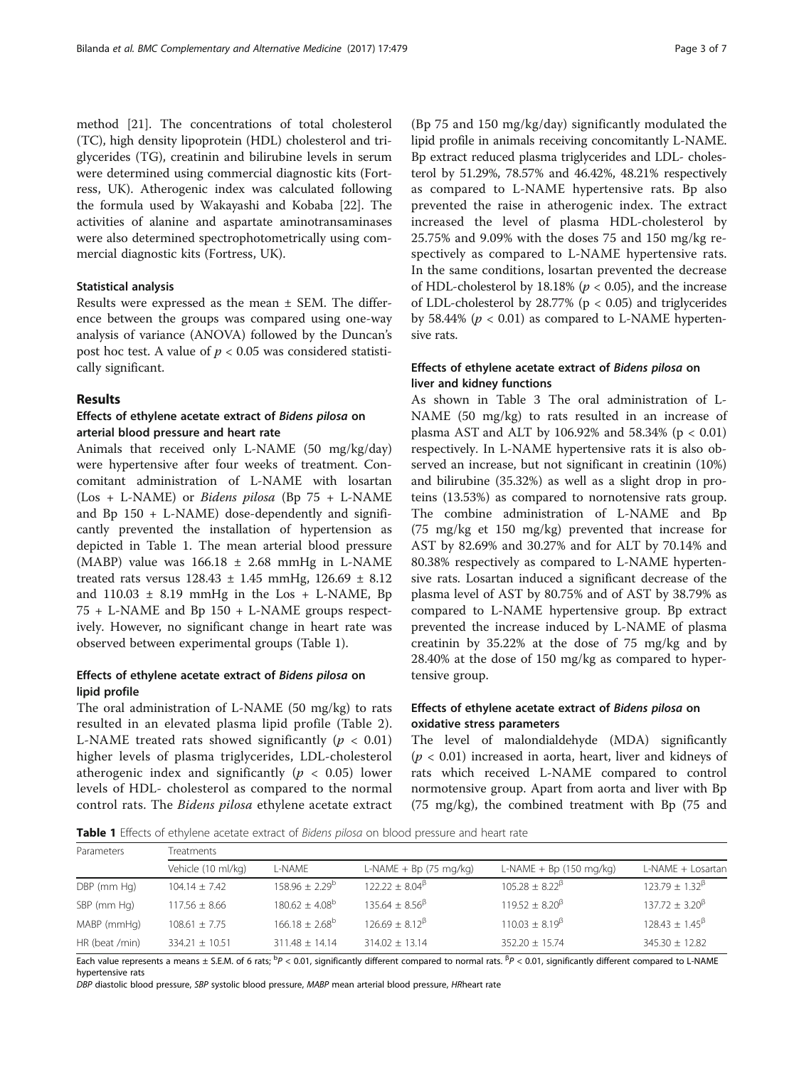method [21]. The concentrations of total cholesterol (TC), high density lipoprotein (HDL) cholesterol and triglycerides (TG), creatinin and bilirubine levels in serum were determined using commercial diagnostic kits (Fortress, UK). Atherogenic index was calculated following the formula used by Wakayashi and Kobaba [22]. The activities of alanine and aspartate aminotransaminases were also determined spectrophotometrically using commercial diagnostic kits (Fortress, UK).

### Statistical analysis

Results were expressed as the mean ± SEM. The difference between the groups was compared using one-way analysis of variance (ANOVA) followed by the Duncan's post hoc test. A value of $p < 0.05$ was considered statistically significant.

## Results

### Effects of ethylene acetate extract of *Bidens pilosa* on arterial blood pressure and heart rate

Animals that received only L-NAME (50 mg/kg/day) were hypertensive after four weeks of treatment. Concomitant administration of L-NAME with losartan (Los + L-NAME) or *Bidens pilosa* (Bp 75 + L-NAME and Bp 150 + L-NAME) dose-dependently and significantly prevented the installation of hypertension as depicted in Table 1. The mean arterial blood pressure (MABP) value was 166.18 ± 2.68 mmHg in L-NAME treated rats versus 128.43 ± 1.45 mmHg, 126.69 ± 8.12 and 110.03 ± 8.19 mmHg in the Los + L-NAME, Bp 75 + L-NAME and Bp 150 + L-NAME groups respectively. However, no significant change in heart rate was observed between experimental groups (Table 1).

### Effects of ethylene acetate extract of *Bidens pilosa* on lipid profile

The oral administration of L-NAME (50 mg/kg) to rats resulted in an elevated plasma lipid profile (Table 2). L-NAME treated rats showed significantly ($p < 0.01$) higher levels of plasma triglycerides, LDL-cholesterol atherogenic index and significantly ($p < 0.05$) lower levels of HDL- cholesterol as compared to the normal control rats. The *Bidens pilosa* ethylene acetate extract (Bp 75 and 150 mg/kg/day) significantly modulated the lipid profile in animals receiving concomitantly L-NAME. Bp extract reduced plasma triglycerides and LDL- cholesterol by 51.29%, 78.57% and 46.42%, 48.21% respectively as compared to L-NAME hypertensive rats. Bp also prevented the raise in atherogenic index. The extract increased the level of plasma HDL-cholesterol by 25.75% and 9.09% with the doses 75 and 150 mg/kg respectively as compared to L-NAME hypertensive rats. In the same conditions, losartan prevented the decrease of HDL-cholesterol by 18.18% ($p < 0.05$), and the increase of LDL-cholesterol by 28.77% ($p < 0.05$) and triglycerides by 58.44% ($p < 0.01$) as compared to L-NAME hypertensive rats.

### Effects of ethylene acetate extract of *Bidens pilosa* on liver and kidney functions

As shown in Table 3 The oral administration of L-NAME (50 mg/kg) to rats resulted in an increase of plasma AST and ALT by 106.92% and 58.34% ($p < 0.01$) respectively. In L-NAME hypertensive rats it is also observed an increase, but not significant in creatinin (10%) and bilirubine (35.32%) as well as a slight drop in proteins (13.53%) as compared to nornotensive rats group. The combine administration of L-NAME and Bp (75 mg/kg et 150 mg/kg) prevented that increase for AST by 82.69% and 30.27% and for ALT by 70.14% and 80.38% respectively as compared to L-NAME hypertensive rats. Losartan induced a significant decrease of the plasma level of AST by 80.75% and of AST by 38.79% as compared to L-NAME hypertensive group. Bp extract prevented the increase induced by L-NAME of plasma creatinin by 35.22% at the dose of 75 mg/kg and by 28.40% at the dose of 150 mg/kg as compared to hypertensive group.

### Effects of ethylene acetate extract of *Bidens pilosa* on oxidative stress parameters

The level of malondialdehyde (MDA) significantly ($p < 0.01$) increased in aorta, heart, liver and kidneys of rats which received L-NAME compared to control normotensive group. Apart from aorta and liver with Bp (75 mg/kg), the combined treatment with Bp (75 and

**Table 1** Effects of ethylene acetate extract of *Bidens pilosa* on blood pressure and heart rate

| Parameters | Treatments | | | | |
|---|---|---|---|---|---|
| | Vehicle (10 ml/kg) | L-NAME | L-NAME + Bp (75 mg/kg) | L-NAME + Bp (150 mg/kg) | L-NAME + Losartan |
| DBP (mm Hg) | 104.14 ± 7.42 | 158.96 ± 2.29[b] | 122.22 ± 8.04[β] | 105.28 ± 8.22[β] | 123.79 ± 1.32[β] |
| SBP (mm Hg) | 117.56 ± 8.66 | 180.62 ± 4.08[b] | 135.64 ± 8.56[β] | 119.52 ± 8.20[β] | 137.72 ± 3.20[β] |
| MABP (mmHg) | 108.61 ± 7.75 | 166.18 ± 2.68[b] | 126.69 ± 8.12[β] | 110.03 ± 8.19[β] | 128.43 ± 1.45[β] |
| HR (beat /min) | 334.21 ± 10.51 | 311.48 ± 14.14 | 314.02 ± 13.14 | 352.20 ± 15.74 | 345.30 ± 12.82 |

Each value represents a means ± S.E.M. of 6 rats; [b]$P < 0.01$, significantly different compared to normal rats. [β]$P < 0.01$, significantly different compared to L-NAME hypertensive rats

*DBP* diastolic blood pressure, *SBP* systolic blood pressure, *MABP* mean arterial blood pressure, *HR*heart rate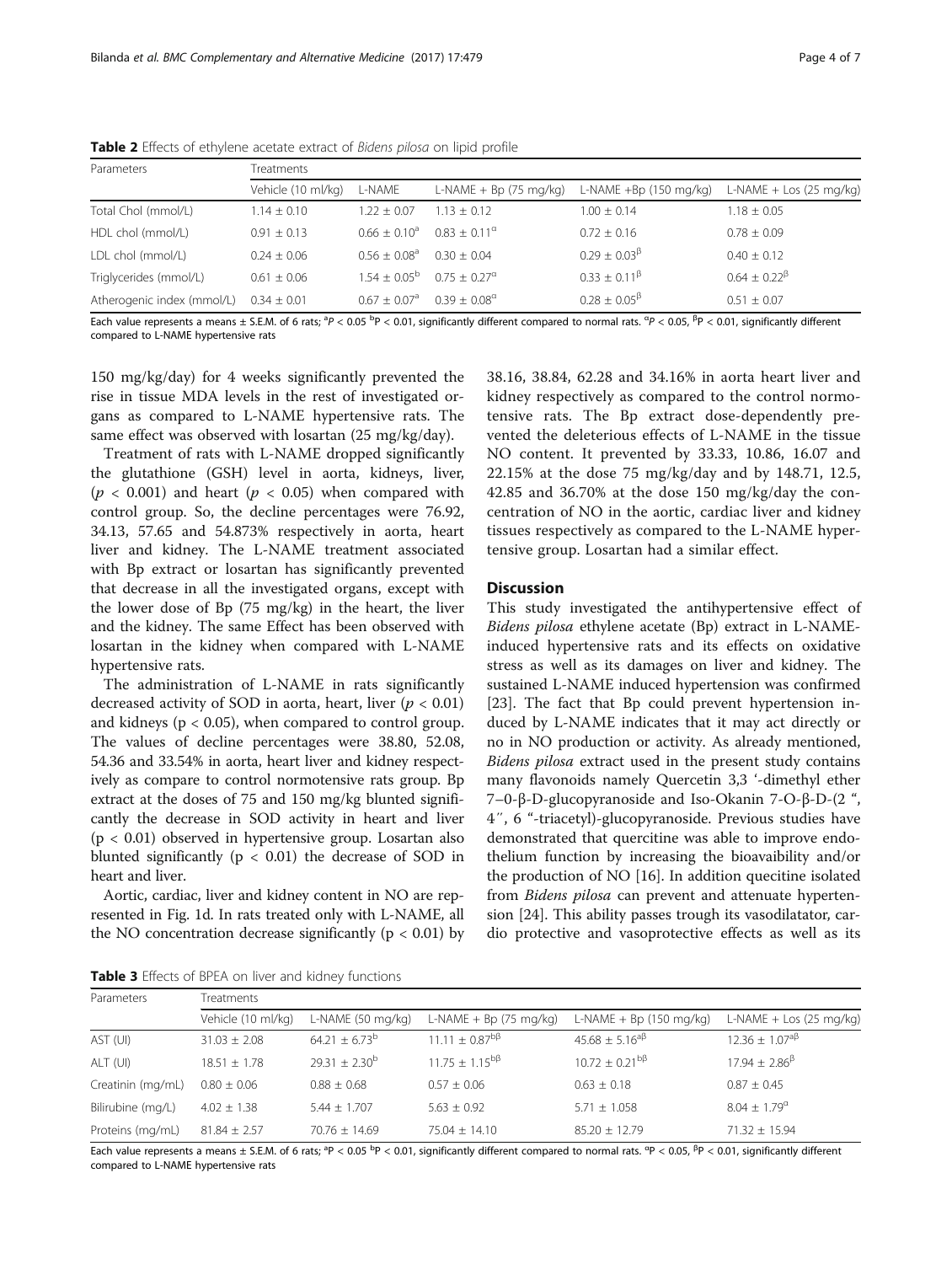**Table 2** Effects of ethylene acetate extract of *Bidens pilosa* on lipid profile

| Parameters | Treatments | | | | |
|---|---|---|---|---|---|
| | Vehicle (10 ml/kg) | L-NAME | L-NAME + Bp (75 mg/kg) | L-NAME +Bp (150 mg/kg) | L-NAME + Los (25 mg/kg) |
| Total Chol (mmol/L) | 1.14 ± 0.10 | 1.22 ± 0.07 | 1.13 ± 0.12 | 1.00 ± 0.14 | 1.18 ± 0.05 |
| HDL chol (mmol/L) | 0.91 ± 0.13 | 0.66 ± 0.10$^{a}$ | 0.83 ± 0.11$^{\alpha}$ | 0.72 ± 0.16 | 0.78 ± 0.09 |
| LDL chol (mmol/L) | 0.24 ± 0.06 | 0.56 ± 0.08$^{a}$ | 0.30 ± 0.04 | 0.29 ± 0.03$^{\beta}$ | 0.40 ± 0.12 |
| Triglycerides (mmol/L) | 0.61 ± 0.06 | 1.54 ± 0.05$^{b}$ | 0.75 ± 0.27$^{\alpha}$ | 0.33 ± 0.11$^{\beta}$ | 0.64 ± 0.22$^{\beta}$ |
| Atherogenic index (mmol/L) | 0.34 ± 0.01 | 0.67 ± 0.07$^{a}$ | 0.39 ± 0.08$^{\alpha}$ | 0.28 ± 0.05$^{\beta}$ | 0.51 ± 0.07 |

Each value represents a means ± S.E.M. of 6 rats; $^{a}P < 0.05$ $^{b}P < 0.01$, significantly different compared to normal rats. $^{\alpha}P < 0.05$, $^{\beta}P < 0.01$, significantly different compared to L-NAME hypertensive rats

150 mg/kg/day) for 4 weeks significantly prevented the rise in tissue MDA levels in the rest of investigated organs as compared to L-NAME hypertensive rats. The same effect was observed with losartan (25 mg/kg/day).

Treatment of rats with L-NAME dropped significantly the glutathione (GSH) level in aorta, kidneys, liver, ($p < 0.001$) and heart ($p < 0.05$) when compared with control group. So, the decline percentages were 76.92, 34.13, 57.65 and 54.873% respectively in aorta, heart liver and kidney. The L-NAME treatment associated with Bp extract or losartan has significantly prevented that decrease in all the investigated organs, except with the lower dose of Bp (75 mg/kg) in the heart, the liver and the kidney. The same Effect has been observed with losartan in the kidney when compared with L-NAME hypertensive rats.

The administration of L-NAME in rats significantly decreased activity of SOD in aorta, heart, liver ($p < 0.01$) and kidneys ($p < 0.05$), when compared to control group. The values of decline percentages were 38.80, 52.08, 54.36 and 33.54% in aorta, heart liver and kidney respectively as compare to control normotensive rats group. Bp extract at the doses of 75 and 150 mg/kg blunted significantly the decrease in SOD activity in heart and liver ($p < 0.01$) observed in hypertensive group. Losartan also blunted significantly ($p < 0.01$) the decrease of SOD in heart and liver.

Aortic, cardiac, liver and kidney content in NO are represented in Fig. 1d. In rats treated only with L-NAME, all the NO concentration decrease significantly ($p < 0.01$) by 38.16, 38.84, 62.28 and 34.16% in aorta heart liver and kidney respectively as compared to the control normotensive rats. The Bp extract dose-dependently prevented the deleterious effects of L-NAME in the tissue NO content. It prevented by 33.33, 10.86, 16.07 and 22.15% at the dose 75 mg/kg/day and by 148.71, 12.5, 42.85 and 36.70% at the dose 150 mg/kg/day the concentration of NO in the aortic, cardiac liver and kidney tissues respectively as compared to the L-NAME hypertensive group. Losartan had a similar effect.

## Discussion

This study investigated the antihypertensive effect of *Bidens pilosa* ethylene acetate (Bp) extract in L-NAME-induced hypertensive rats and its effects on oxidative stress as well as its damages on liver and kidney. The sustained L-NAME induced hypertension was confirmed [23]. The fact that Bp could prevent hypertension induced by L-NAME indicates that it may act directly or no in NO production or activity. As already mentioned, *Bidens pilosa* extract used in the present study contains many flavonoids namely Quercetin 3,3 ‘-dimethyl ether 7–0-β-D-glucopyranoside and Iso-Okanin 7-O-β-D-(2 “, 4′′, 6 “-triacetyl)-glucopyranoside. Previous studies have demonstrated that quercitine was able to improve endothelium function by increasing the bioavaibility and/or the production of NO [16]. In addition quecitine isolated from *Bidens pilosa* can prevent and attenuate hypertension [24]. This ability passes trough its vasodilatator, cardio protective and vasoprotective effects as well as its

**Table 3** Effects of BPEA on liver and kidney functions

| Parameters | Treatments | | | | |
|---|---|---|---|---|---|
| | Vehicle (10 ml/kg) | L-NAME (50 mg/kg) | L-NAME + Bp (75 mg/kg) | L-NAME + Bp (150 mg/kg) | L-NAME + Los (25 mg/kg) |
| AST (UI) | 31.03 ± 2.08 | 64.21 ± 6.73$^{b}$ | 11.11 ± 0.87$^{b\beta}$ | 45.68 ± 5.16$^{a\beta}$ | 12.36 ± 1.07$^{a\beta}$ |
| ALT (UI) | 18.51 ± 1.78 | 29.31 ± 2.30$^{b}$ | 11.75 ± 1.15$^{b\beta}$ | 10.72 ± 0.21$^{b\beta}$ | 17.94 ± 2.86$^{\beta}$ |
| Creatinin (mg/mL) | 0.80 ± 0.06 | 0.88 ± 0.68 | 0.57 ± 0.06 | 0.63 ± 0.18 | 0.87 ± 0.45 |
| Bilirubine (mg/L) | 4.02 ± 1.38 | 5.44 ± 1.707 | 5.63 ± 0.92 | 5.71 ± 1.058 | 8.04 ± 1.79$^{\alpha}$ |
| Proteins (mg/mL) | 81.84 ± 2.57 | 70.76 ± 14.69 | 75.04 ± 14.10 | 85.20 ± 12.79 | 71.32 ± 15.94 |

Each value represents a means ± S.E.M. of 6 rats; $^{a}P < 0.05$ $^{b}P < 0.01$, significantly different compared to normal rats. $^{\alpha}P < 0.05$, $^{\beta}P < 0.01$, significantly different compared to L-NAME hypertensive rats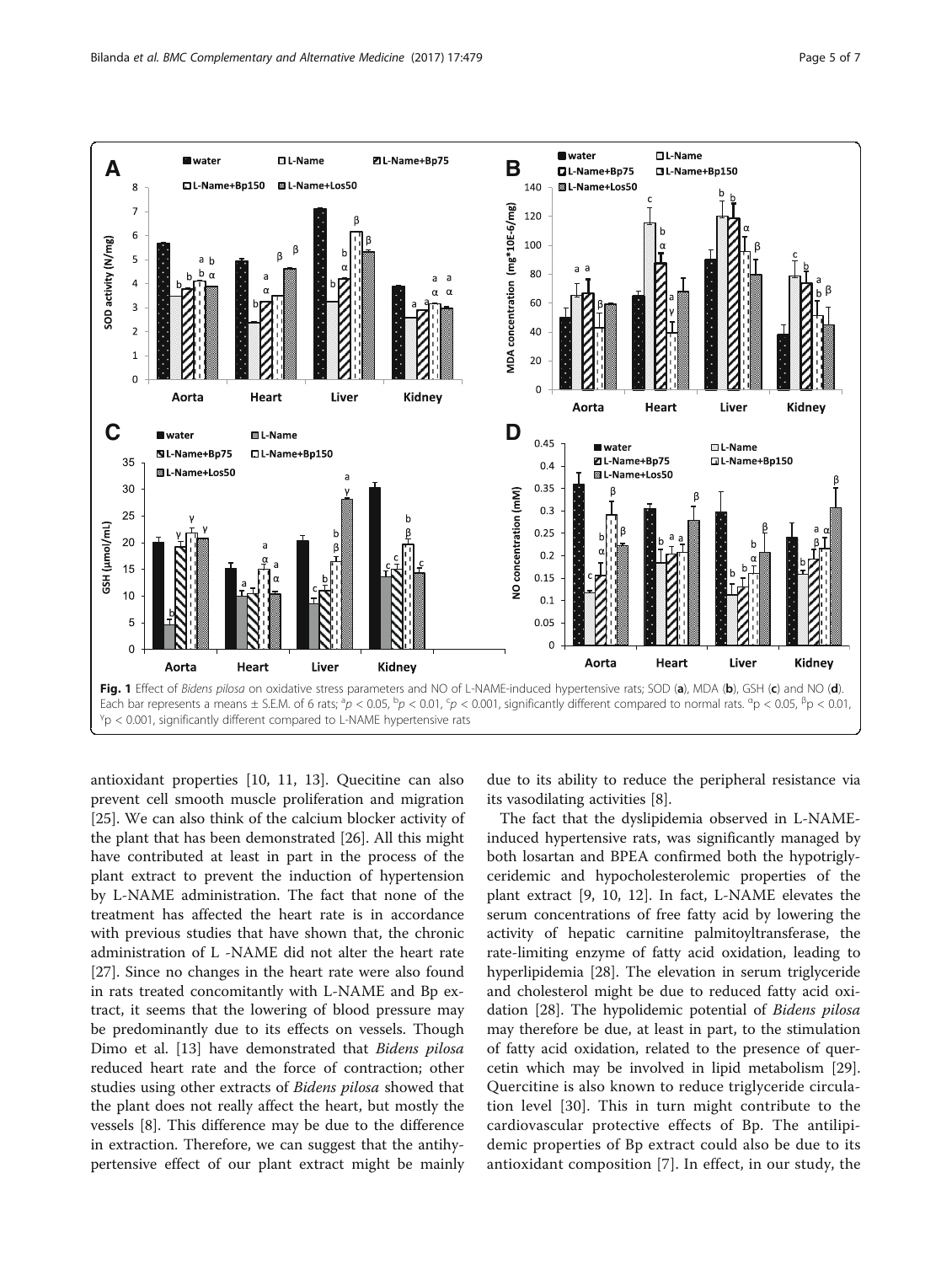Fig. 1 Effect of *Bidens pilosa* on oxidative stress parameters and NO of L-NAME-induced hypertensive rats; SOD (**a**), MDA (**b**), GSH (**c**) and NO (**d**). Each bar represents a means ± S.E.M. of 6 rats; $^{a}p < 0.05$, $^{b}p < 0.01$, $^{c}p < 0.001$, significantly different compared to normal rats. $^{\alpha}p < 0.05$, $^{\beta}p < 0.01$, $^{\gamma}p < 0.001$, significantly different compared to L-NAME hypertensive rats

antioxidant properties [10, 11, 13]. Quecitine can also prevent cell smooth muscle proliferation and migration [25]. We can also think of the calcium blocker activity of the plant that has been demonstrated [26]. All this might have contributed at least in part in the process of the plant extract to prevent the induction of hypertension by L-NAME administration. The fact that none of the treatment has affected the heart rate is in accordance with previous studies that have shown that, the chronic administration of L -NAME did not alter the heart rate [27]. Since no changes in the heart rate were also found in rats treated concomitantly with L-NAME and Bp extract, it seems that the lowering of blood pressure may be predominantly due to its effects on vessels. Though Dimo et al. [13] have demonstrated that *Bidens pilosa* reduced heart rate and the force of contraction; other studies using other extracts of *Bidens pilosa* showed that the plant does not really affect the heart, but mostly the vessels [8]. This difference may be due to the difference in extraction. Therefore, we can suggest that the antihypertensive effect of our plant extract might be mainly due to its ability to reduce the peripheral resistance via its vasodilating activities [8].

The fact that the dyslipidemia observed in L-NAME-induced hypertensive rats, was significantly managed by both losartan and BPEA confirmed both the hypotriglyceridemic and hypocholesterolemic properties of the plant extract [9, 10, 12]. In fact, L-NAME elevates the serum concentrations of free fatty acid by lowering the activity of hepatic carnitine palmitoyltransferase, the rate-limiting enzyme of fatty acid oxidation, leading to hyperlipidemia [28]. The elevation in serum triglyceride and cholesterol might be due to reduced fatty acid oxidation [28]. The hypolidemic potential of *Bidens pilosa* may therefore be due, at least in part, to the stimulation of fatty acid oxidation, related to the presence of quercetin which may be involved in lipid metabolism [29]. Quercitine is also known to reduce triglyceride circulation level [30]. This in turn might contribute to the cardiovascular protective effects of Bp. The antilipidemic properties of Bp extract could also be due to its antioxidant composition [7]. In effect, in our study, the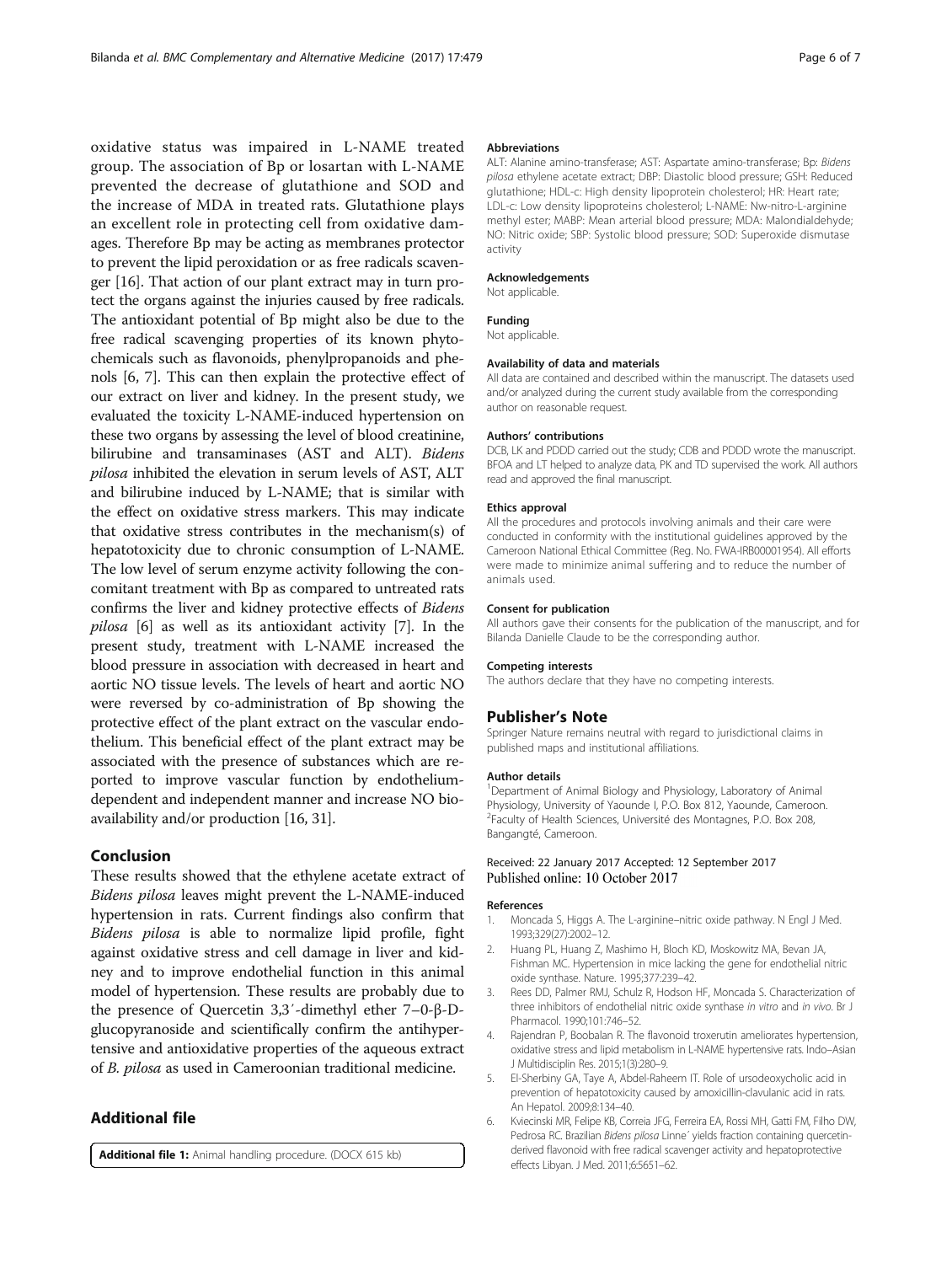oxidative status was impaired in L-NAME treated group. The association of Bp or losartan with L-NAME prevented the decrease of glutathione and SOD and the increase of MDA in treated rats. Glutathione plays an excellent role in protecting cell from oxidative damages. Therefore Bp may be acting as membranes protector to prevent the lipid peroxidation or as free radicals scavenger [16]. That action of our plant extract may in turn protect the organs against the injuries caused by free radicals. The antioxidant potential of Bp might also be due to the free radical scavenging properties of its known phytochemicals such as flavonoids, phenylpropanoids and phenols [6, 7]. This can then explain the protective effect of our extract on liver and kidney. In the present study, we evaluated the toxicity L-NAME-induced hypertension on these two organs by assessing the level of blood creatinine, bilirubine and transaminases (AST and ALT). *Bidens pilosa* inhibited the elevation in serum levels of AST, ALT and bilirubine induced by L-NAME; that is similar with the effect on oxidative stress markers. This may indicate that oxidative stress contributes in the mechanism(s) of hepatotoxicity due to chronic consumption of L-NAME. The low level of serum enzyme activity following the concomitant treatment with Bp as compared to untreated rats confirms the liver and kidney protective effects of *Bidens pilosa* [6] as well as its antioxidant activity [7]. In the present study, treatment with L-NAME increased the blood pressure in association with decreased in heart and aortic NO tissue levels. The levels of heart and aortic NO were reversed by co-administration of Bp showing the protective effect of the plant extract on the vascular endothelium. This beneficial effect of the plant extract may be associated with the presence of substances which are reported to improve vascular function by endothelium-dependent and independent manner and increase NO bioavailability and/or production [16, 31].

## Conclusion

These results showed that the ethylene acetate extract of *Bidens pilosa* leaves might prevent the L-NAME-induced hypertension in rats. Current findings also confirm that *Bidens pilosa* is able to normalize lipid profile, fight against oxidative stress and cell damage in liver and kidney and to improve endothelial function in this animal model of hypertension. These results are probably due to the presence of Quercetin 3,3′-dimethyl ether 7–0-β-D-glucopyranoside and scientifically confirm the antihypertensive and antioxidative properties of the aqueous extract of *B. pilosa* as used in Cameroonian traditional medicine.

## Additional file

**Additional file 1:** Animal handling procedure. (DOCX 615 kb)

#### Abbreviations

ALT: Alanine amino-transferase; AST: Aspartate amino-transferase; Bp: *Bidens pilosa* ethylene acetate extract; DBP: Diastolic blood pressure; GSH: Reduced glutathione; HDL-c: High density lipoprotein cholesterol; HR: Heart rate; LDL-c: Low density lipoproteins cholesterol; L-NAME: Nw-nitro-L-arginine methyl ester; MABP: Mean arterial blood pressure; MDA: Malondialdehyde; NO: Nitric oxide; SBP: Systolic blood pressure; SOD: Superoxide dismutase activity

#### Acknowledgements

Not applicable.

#### Funding

Not applicable.

#### Availability of data and materials

All data are contained and described within the manuscript. The datasets used and/or analyzed during the current study available from the corresponding author on reasonable request.

#### Authors' contributions

DCB, LK and PDDD carried out the study; CDB and PDDD wrote the manuscript. BFOA and LT helped to analyze data, PK and TD supervised the work. All authors read and approved the final manuscript.

#### Ethics approval

All the procedures and protocols involving animals and their care were conducted in conformity with the institutional guidelines approved by the Cameroon National Ethical Committee (Reg. No. FWA-IRB00001954). All efforts were made to minimize animal suffering and to reduce the number of animals used.

#### Consent for publication

All authors gave their consents for the publication of the manuscript, and for Bilanda Danielle Claude to be the corresponding author.

#### Competing interests

The authors declare that they have no competing interests.

### Publisher's Note

Springer Nature remains neutral with regard to jurisdictional claims in published maps and institutional affiliations.

#### Author details

[1]Department of Animal Biology and Physiology, Laboratory of Animal Physiology, University of Yaounde I, P.O. Box 812, Yaounde, Cameroon. [2]Faculty of Health Sciences, Université des Montagnes, P.O. Box 208, Bangangté, Cameroon.

Received: 22 January 2017 Accepted: 12 September 2017
Published online: 10 October 2017

#### References

1. Moncada S, Higgs A. The L-arginine–nitric oxide pathway. N Engl J Med. 1993;329(27):2002–12.
2. Huang PL, Huang Z, Mashimo H, Bloch KD, Moskowitz MA, Bevan JA, Fishman MC. Hypertension in mice lacking the gene for endothelial nitric oxide synthase. Nature. 1995;377:239–42.
3. Rees DD, Palmer RMJ, Schulz R, Hodson HF, Moncada S. Characterization of three inhibitors of endothelial nitric oxide synthase *in vitro* and *in vivo*. Br J Pharmacol. 1990;101:746–52.
4. Rajendran P, Boobalan R. The flavonoid troxerutin ameliorates hypertension, oxidative stress and lipid metabolism in L-NAME hypertensive rats. Indo–Asian J Multidisciplin Res. 2015;1(3):280–9.
5. El-Sherbiny GA, Taye A, Abdel-Raheem IT. Role of ursodeoxycholic acid in prevention of hepatotoxicity caused by amoxicillin-clavulanic acid in rats. An Hepatol. 2009;8:134–40.
6. Kviecinski MR, Felipe KB, Correia JFG, Ferreira EA, Rossi MH, Gatti FM, Filho DW, Pedrosa RC. Brazilian *Bidens pilosa* Linne´ yields fraction containing quercetin-derived flavonoid with free radical scavenger activity and hepatoprotective effects Libyan. J Med. 2011;6:5651–62.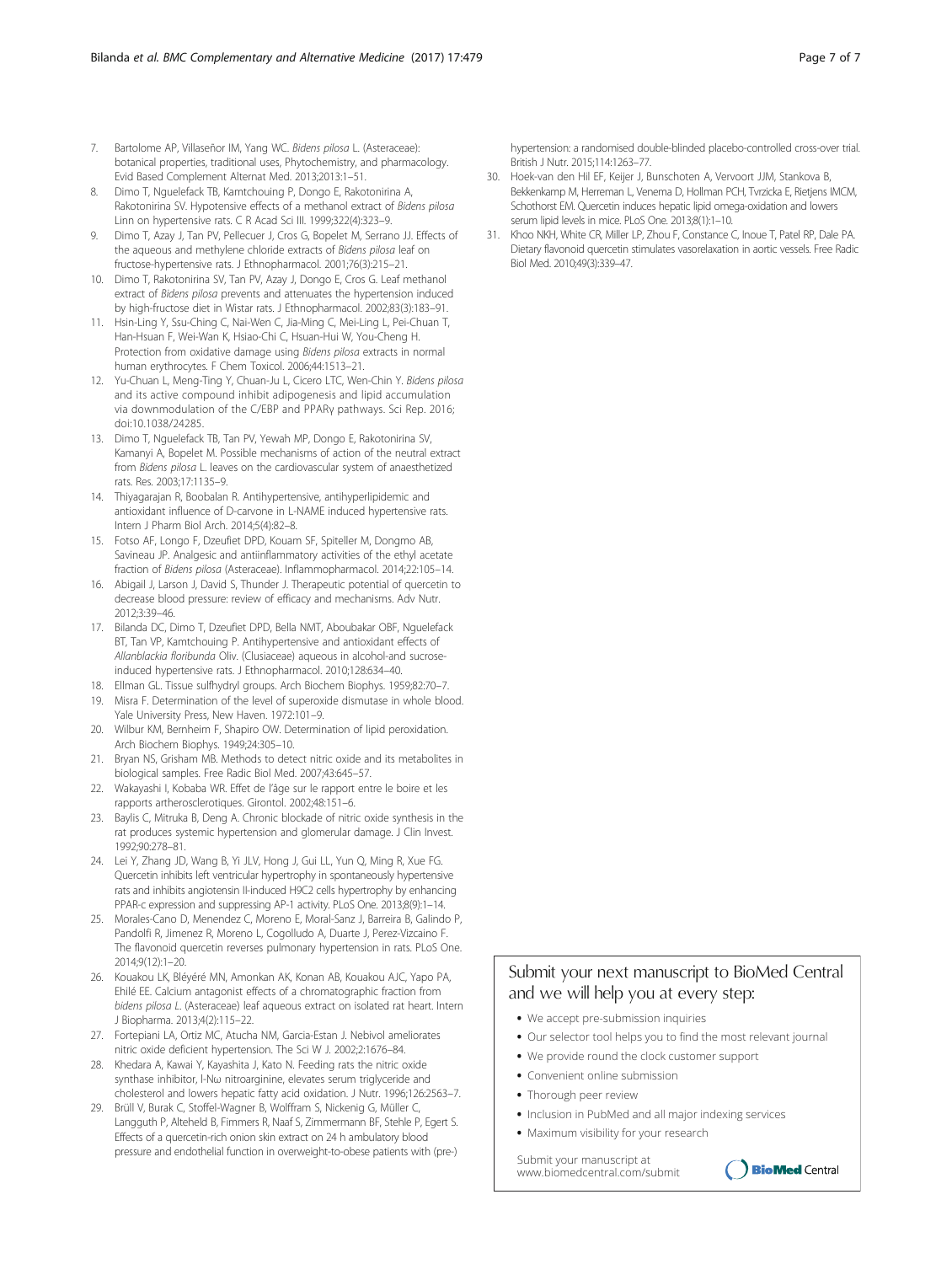7. Bartolome AP, Villaseñor IM, Yang WC. *Bidens pilosa* L. (Asteraceae): botanical properties, traditional uses, Phytochemistry, and pharmacology. Evid Based Complement Alternat Med. 2013;2013:1–51.
8. Dimo T, Nguelefack TB, Kamtchouing P, Dongo E, Rakotonirina A, Rakotonirina SV. Hypotensive effects of a methanol extract of *Bidens pilosa* Linn on hypertensive rats. C R Acad Sci III. 1999;322(4):323–9.
9. Dimo T, Azay J, Tan PV, Pellecuer J, Cros G, Bopelet M, Serrano JJ. Effects of the aqueous and methylene chloride extracts of *Bidens pilosa* leaf on fructose-hypertensive rats. J Ethnopharmacol. 2001;76(3):215–21.
10. Dimo T, Rakotonirina SV, Tan PV, Azay J, Dongo E, Cros G. Leaf methanol extract of *Bidens pilosa* prevents and attenuates the hypertension induced by high-fructose diet in Wistar rats. J Ethnopharmacol. 2002;83(3):183–91.
11. Hsin-Ling Y, Ssu-Ching C, Nai-Wen C, Jia-Ming C, Mei-Ling L, Pei-Chuan T, Han-Hsuan F, Wei-Wan K, Hsiao-Chi C, Hsuan-Hui W, You-Cheng H. Protection from oxidative damage using *Bidens pilosa* extracts in normal human erythrocytes. F Chem Toxicol. 2006;44:1513–21.
12. Yu-Chuan L, Meng-Ting Y, Chuan-Ju L, Cicero LTC, Wen-Chin Y. *Bidens pilosa* and its active compound inhibit adipogenesis and lipid accumulation via downmodulation of the C/EBP and PPARγ pathways. Sci Rep. 2016; doi:10.1038/24285.
13. Dimo T, Nguelefack TB, Tan PV, Yewah MP, Dongo E, Rakotonirina SV, Kamanyi A, Bopelet M. Possible mechanisms of action of the neutral extract from *Bidens pilosa* L. leaves on the cardiovascular system of anaesthetized rats. Res. 2003;17:1135–9.
14. Thiyagarajan R, Boobalan R. Antihypertensive, antihyperlipidemic and antioxidant influence of D-carvone in L-NAME induced hypertensive rats. Intern J Pharm Biol Arch. 2014;5(4):82–8.
15. Fotso AF, Longo F, Dzeufiet DPD, Kouam SF, Spiteller M, Dongmo AB, Savineau JP. Analgesic and antiinflammatory activities of the ethyl acetate fraction of *Bidens pilosa* (Asteraceae). Inflammopharmacol. 2014;22:105–14.
16. Abigail J, Larson J, David S, Thunder J. Therapeutic potential of quercetin to decrease blood pressure: review of efficacy and mechanisms. Adv Nutr. 2012;3:39–46.
17. Bilanda DC, Dimo T, Dzeufiet DPD, Bella NMT, Aboubakar OBF, Nguelefack BT, Tan VP, Kamtchouing P. Antihypertensive and antioxidant effects of *Allanblackia floribunda* Oliv. (Clusiaceae) aqueous in alcohol-and sucrose-induced hypertensive rats. J Ethnopharmacol. 2010;128:634–40.
18. Ellman GL. Tissue sulfhydryl groups. Arch Biochem Biophys. 1959;82:70–7.
19. Misra F. Determination of the level of superoxide dismutase in whole blood. Yale University Press, New Haven. 1972:101–9.
20. Wilbur KM, Bernheim F, Shapiro OW. Determination of lipid peroxidation. Arch Biochem Biophys. 1949;24:305–10.
21. Bryan NS, Grisham MB. Methods to detect nitric oxide and its metabolites in biological samples. Free Radic Biol Med. 2007;43:645–57.
22. Wakayashi I, Kobaba WR. Effet de l'âge sur le rapport entre le boire et les rapports artherosclerotiques. Girontol. 2002;48:151–6.
23. Baylis C, Mitruka B, Deng A. Chronic blockade of nitric oxide synthesis in the rat produces systemic hypertension and glomerular damage. J Clin Invest. 1992;90:278–81.
24. Lei Y, Zhang JD, Wang B, Yi JLV, Hong J, Gui LL, Yun Q, Ming R, Xue FG. Quercetin inhibits left ventricular hypertrophy in spontaneously hypertensive rats and inhibits angiotensin II-induced H9C2 cells hypertrophy by enhancing PPAR-c expression and suppressing AP-1 activity. PLoS One. 2013;8(9):1–14.
25. Morales-Cano D, Menendez C, Moreno E, Moral-Sanz J, Barreira B, Galindo P, Pandolfi R, Jimenez R, Moreno L, Cogolludo A, Duarte J, Perez-Vizcaino F. The flavonoid quercetin reverses pulmonary hypertension in rats. PLoS One. 2014;9(12):1–20.
26. Kouakou LK, Bléyéré MN, Amonkan AK, Konan AB, Kouakou AJC, Yapo PA, Ehilé EE. Calcium antagonist effects of a chromatographic fraction from *bidens pilosa L.* (Asteraceae) leaf aqueous extract on isolated rat heart. Intern J Biopharma. 2013;4(2):115–22.
27. Fortepiani LA, Ortiz MC, Atucha NM, Garcia-Estan J. Nebivol ameliorates nitric oxide deficient hypertension. The Sci W J. 2002;2:1676–84.
28. Khedara A, Kawai Y, Kayashita J, Kato N. Feeding rats the nitric oxide synthase inhibitor, l-Nω nitroarginine, elevates serum triglyceride and cholesterol and lowers hepatic fatty acid oxidation. J Nutr. 1996;126:2563–7.
29. Brüll V, Burak C, Stoffel-Wagner B, Wolffram S, Nickenig G, Müller C, Langguth P, Alteheld B, Fimmers R, Naaf S, Zimmermann BF, Stehle P, Egert S. Effects of a quercetin-rich onion skin extract on 24 h ambulatory blood pressure and endothelial function in overweight-to-obese patients with (pre-) hypertension: a randomised double-blinded placebo-controlled cross-over trial. British J Nutr. 2015;114:1263–77.
30. Hoek-van den Hil EF, Keijer J, Bunschoten A, Vervoort JJM, Stankova B, Bekkenkamp M, Herreman L, Venema D, Hollman PCH, Tvrzicka E, Rietjens IMCM, Schothorst EM. Quercetin induces hepatic lipid omega-oxidation and lowers serum lipid levels in mice. PLoS One. 2013;8(1):1–10.
31. Khoo NKH, White CR, Miller LP, Zhou F, Constance C, Inoue T, Patel RP, Dale PA. Dietary flavonoid quercetin stimulates vasorelaxation in aortic vessels. Free Radic Biol Med. 2010;49(3):339–47.

## Submit your next manuscript to BioMed Central and we will help you at every step:

- We accept pre-submission inquiries
- Our selector tool helps you to find the most relevant journal
- We provide round the clock customer support
- Convenient online submission
- Thorough peer review
- Inclusion in PubMed and all major indexing services
- Maximum visibility for your research

Submit your manuscript at www.biomedcentral.com/submit

BioMed Central